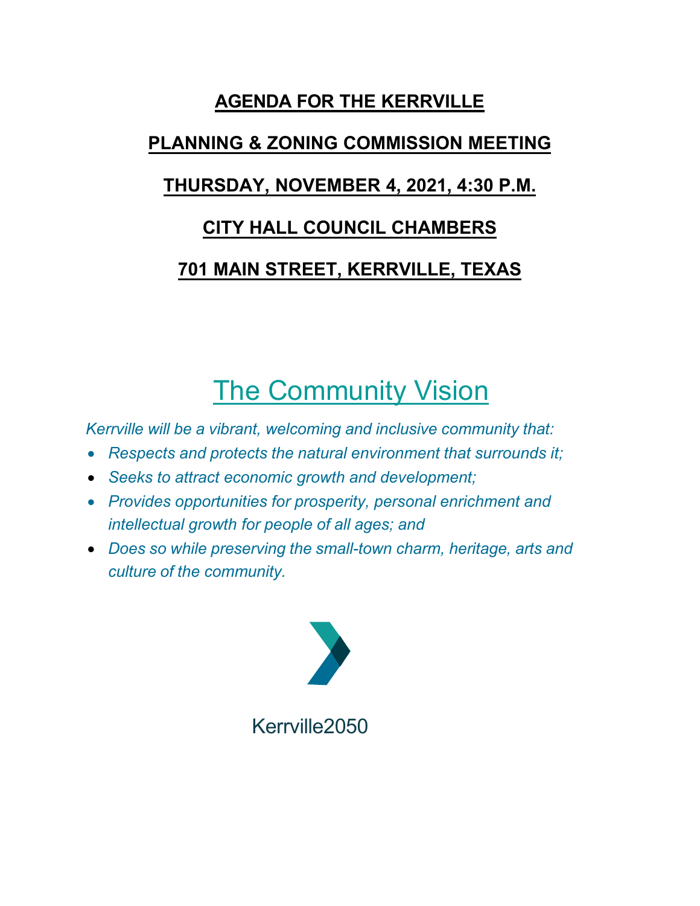# AGENDA FOR THE KERRVILLE

# PLANNING & ZONING COMMISSION MEETING

# THURSDAY, NOVEMBER 4, 2021, 4:30 P.M.

# CITY HALL COUNCIL CHAMBERS

# 701 MAIN STREET, KERRVILLE, TEXAS

## The Community Vision

*Kerrville will be a vibrant, welcoming and inclusive community that:*

- *Respects and protects the natural environment that surrounds it;*
- *Seeks to attract economic growth and development;*
- *Provides opportunities for prosperity, personal enrichment and intellectual growth for people of all ages; and*
- *Does so while preserving the small-town charm, heritage, arts and culture of the community.*

Kerrville2050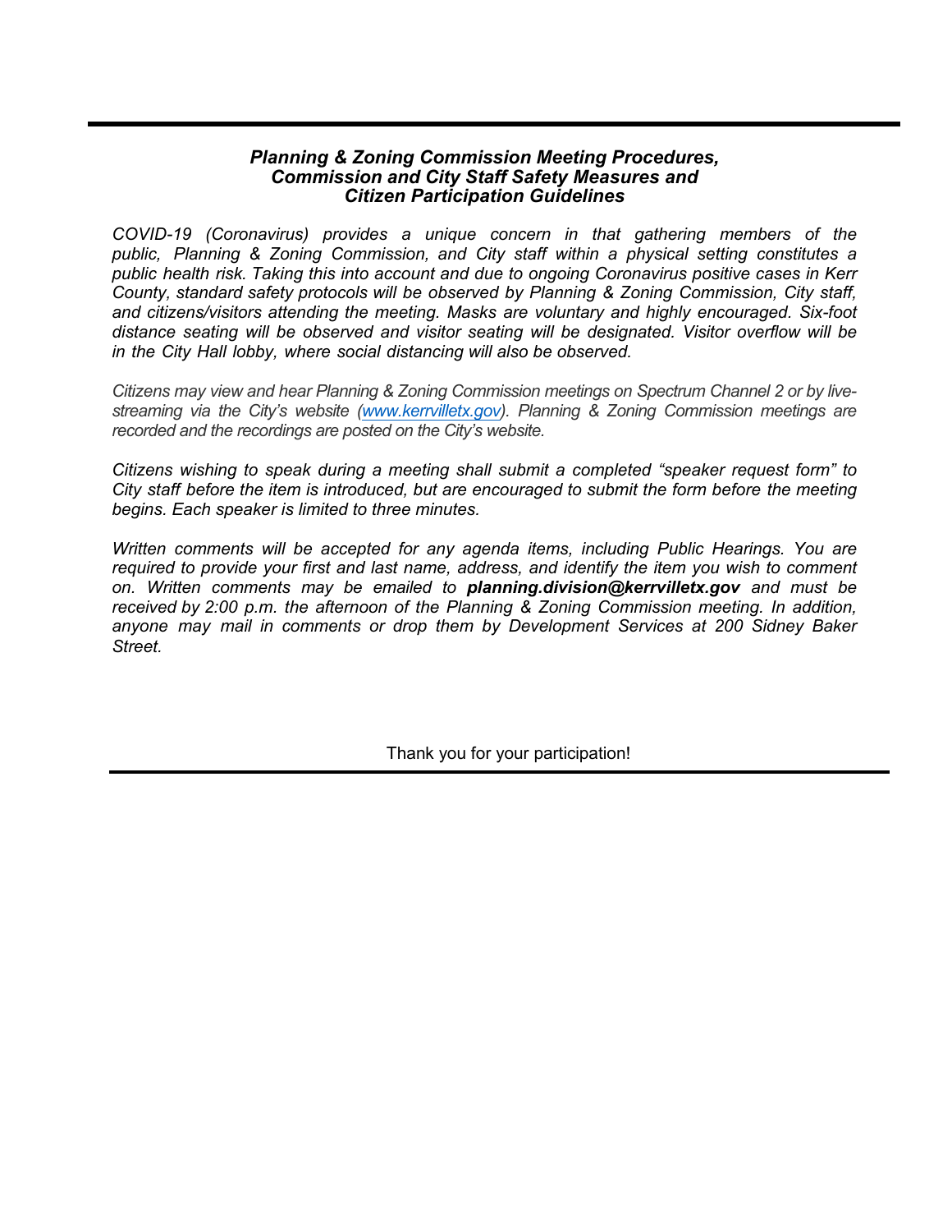---

### *Planning & Zoning Commission Meeting Procedures, Commission and City Staff Safety Measures and Citizen Participation Guidelines*

*COVID-19 (Coronavirus) provides a unique concern in that gathering members of the public, Planning & Zoning Commission, and City staff within a physical setting constitutes a public health risk. Taking this into account and due to ongoing Coronavirus positive cases in Kerr County, standard safety protocols will be observed by Planning & Zoning Commission, City staff, and citizens/visitors attending the meeting. Masks are voluntary and highly encouraged. Six-foot distance seating will be observed and visitor seating will be designated. Visitor overflow will be in the City Hall lobby, where social distancing will also be observed.*

*Citizens may view and hear Planning & Zoning Commission meetings on Spectrum Channel 2 or by live-streaming via the City's website ([www.kerrvilletx.gov](http://www.kerrvilletx.gov)). Planning & Zoning Commission meetings are recorded and the recordings are posted on the City's website.*

*Citizens wishing to speak during a meeting shall submit a completed "speaker request form" to City staff before the item is introduced, but are encouraged to submit the form before the meeting begins. Each speaker is limited to three minutes.*

*Written comments will be accepted for any agenda items, including Public Hearings. You are required to provide your first and last name, address, and identify the item you wish to comment on. Written comments may be emailed to* ***planning.division@kerrvilletx.gov*** *and must be received by 2:00 p.m. the afternoon of the Planning & Zoning Commission meeting. In addition, anyone may mail in comments or drop them by Development Services at 200 Sidney Baker Street.*

Thank you for your participation!

---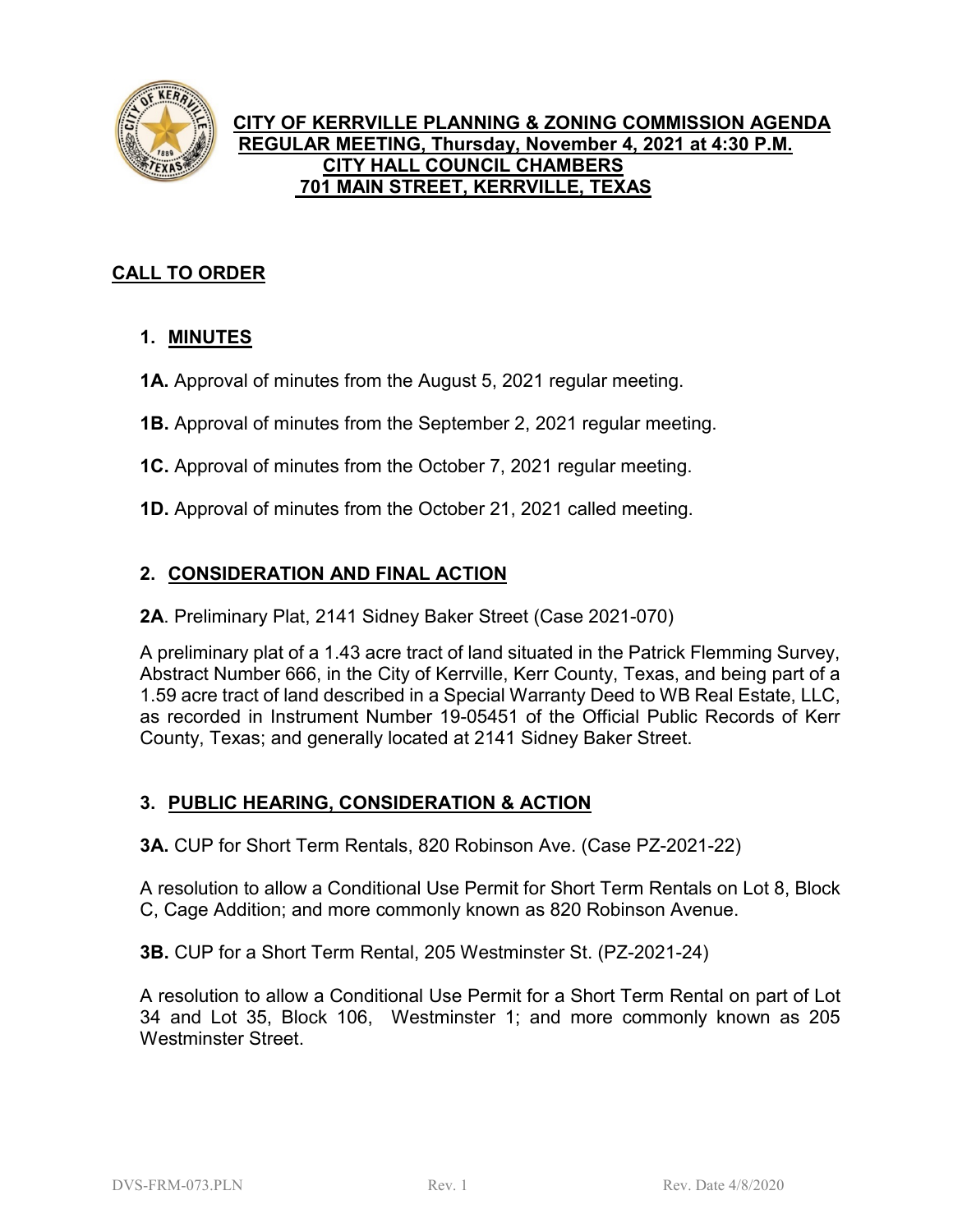# CITY OF KERRVILLE PLANNING & ZONING COMMISSION AGENDA
## REGULAR MEETING, Thursday, November 4, 2021 at 4:30 P.M.
## CITY HALL COUNCIL CHAMBERS
## 701 MAIN STREET, KERRVILLE, TEXAS

## CALL TO ORDER

### 1. MINUTES

**1A.** Approval of minutes from the August 5, 2021 regular meeting.

**1B.** Approval of minutes from the September 2, 2021 regular meeting.

**1C.** Approval of minutes from the October 7, 2021 regular meeting.

**1D.** Approval of minutes from the October 21, 2021 called meeting.

### 2. CONSIDERATION AND FINAL ACTION

**2A**. Preliminary Plat, 2141 Sidney Baker Street (Case 2021-070)

A preliminary plat of a 1.43 acre tract of land situated in the Patrick Flemming Survey, Abstract Number 666, in the City of Kerrville, Kerr County, Texas, and being part of a 1.59 acre tract of land described in a Special Warranty Deed to WB Real Estate, LLC, as recorded in Instrument Number 19-05451 of the Official Public Records of Kerr County, Texas; and generally located at 2141 Sidney Baker Street.

### 3. PUBLIC HEARING, CONSIDERATION & ACTION

**3A.** CUP for Short Term Rentals, 820 Robinson Ave. (Case PZ-2021-22)

A resolution to allow a Conditional Use Permit for Short Term Rentals on Lot 8, Block C, Cage Addition; and more commonly known as 820 Robinson Avenue.

**3B.** CUP for a Short Term Rental, 205 Westminster St. (PZ-2021-24)

A resolution to allow a Conditional Use Permit for a Short Term Rental on part of Lot 34 and Lot 35, Block 106, Westminster 1; and more commonly known as 205 Westminster Street.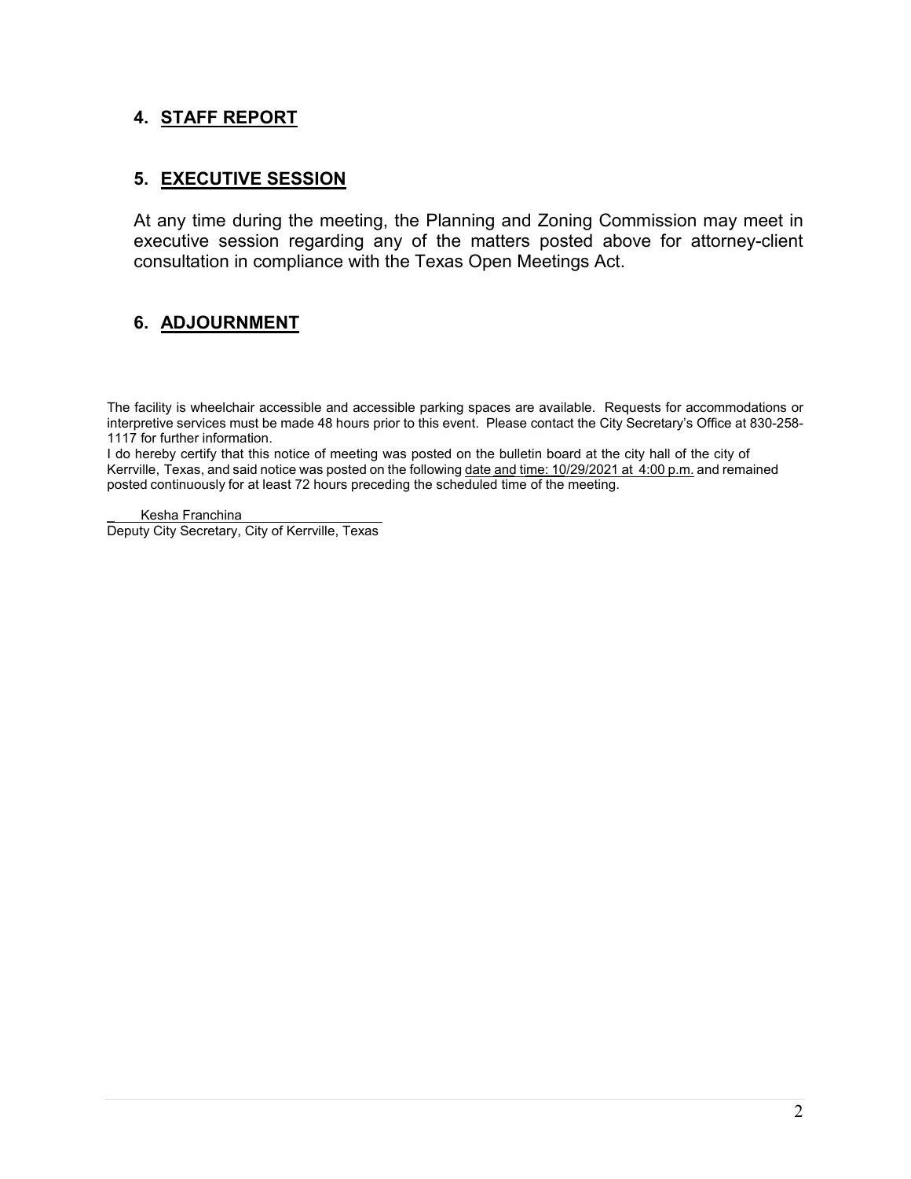## 4. STAFF REPORT

## 5. EXECUTIVE SESSION

At any time during the meeting, the Planning and Zoning Commission may meet in executive session regarding any of the matters posted above for attorney-client consultation in compliance with the Texas Open Meetings Act.

## 6. ADJOURNMENT

The facility is wheelchair accessible and accessible parking spaces are available. Requests for accommodations or interpretive services must be made 48 hours prior to this event. Please contact the City Secretary's Office at 830-258-1117 for further information.

I do hereby certify that this notice of meeting was posted on the bulletin board at the city hall of the city of Kerrville, Texas, and said notice was posted on the following date and time: 10/29/2021 at 4:00 p.m. and remained posted continuously for at least 72 hours preceding the scheduled time of the meeting.

Kesha Franchina
Deputy City Secretary, City of Kerrville, Texas